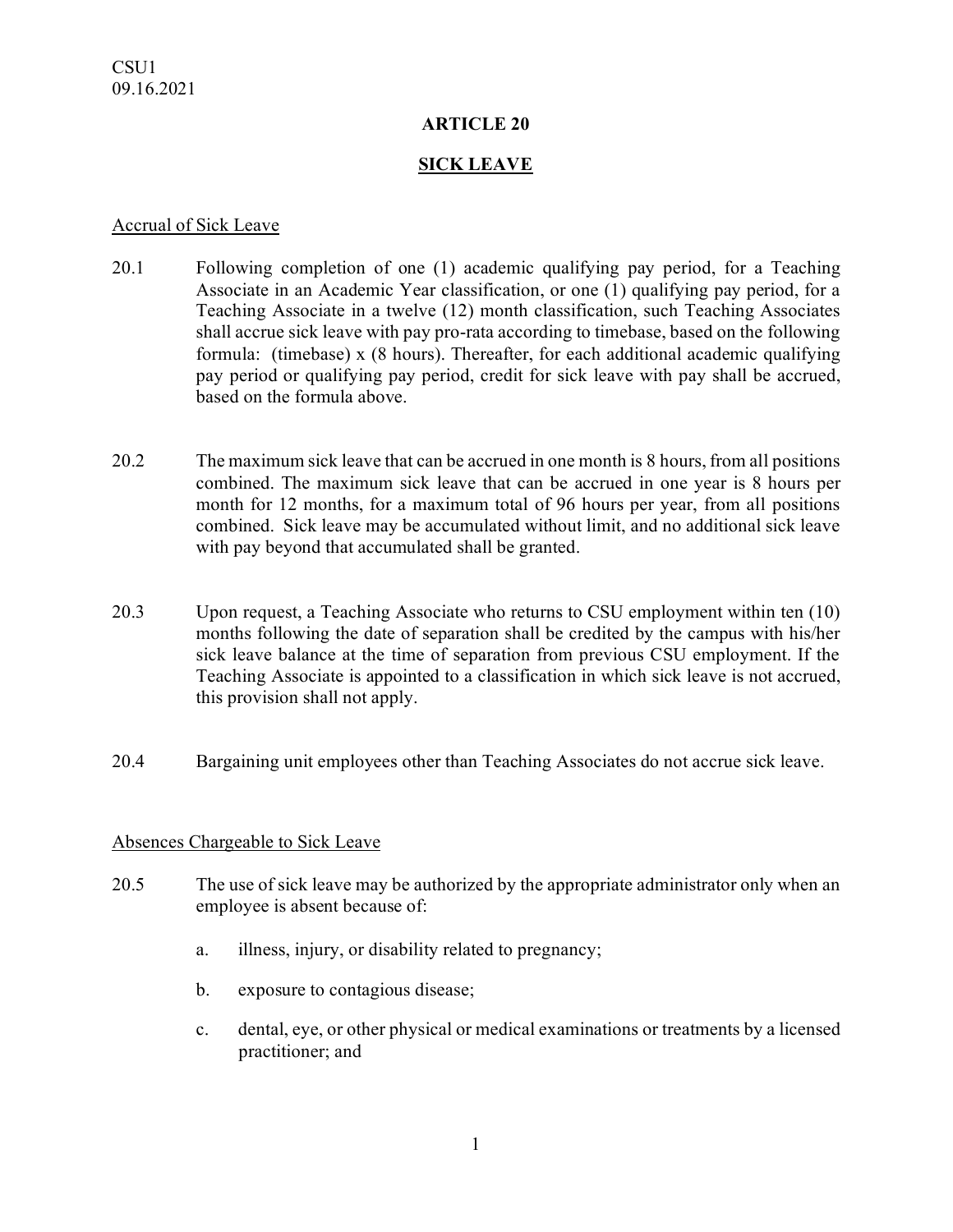CSU1
09.16.2021

# ARTICLE 20

## SICK LEAVE

### Accrual of Sick Leave

20.1 Following completion of one (1) academic qualifying pay period, for a Teaching Associate in an Academic Year classification, or one (1) qualifying pay period, for a Teaching Associate in a twelve (12) month classification, such Teaching Associates shall accrue sick leave with pay pro-rata according to timebase, based on the following formula: (timebase) x (8 hours). Thereafter, for each additional academic qualifying pay period or qualifying pay period, credit for sick leave with pay shall be accrued, based on the formula above.

20.2 The maximum sick leave that can be accrued in one month is 8 hours, from all positions combined. The maximum sick leave that can be accrued in one year is 8 hours per month for 12 months, for a maximum total of 96 hours per year, from all positions combined. Sick leave may be accumulated without limit, and no additional sick leave with pay beyond that accumulated shall be granted.

20.3 Upon request, a Teaching Associate who returns to CSU employment within ten (10) months following the date of separation shall be credited by the campus with his/her sick leave balance at the time of separation from previous CSU employment. If the Teaching Associate is appointed to a classification in which sick leave is not accrued, this provision shall not apply.

20.4 Bargaining unit employees other than Teaching Associates do not accrue sick leave.

### Absences Chargeable to Sick Leave

20.5 The use of sick leave may be authorized by the appropriate administrator only when an employee is absent because of:

a. illness, injury, or disability related to pregnancy;

b. exposure to contagious disease;

c. dental, eye, or other physical or medical examinations or treatments by a licensed practitioner; and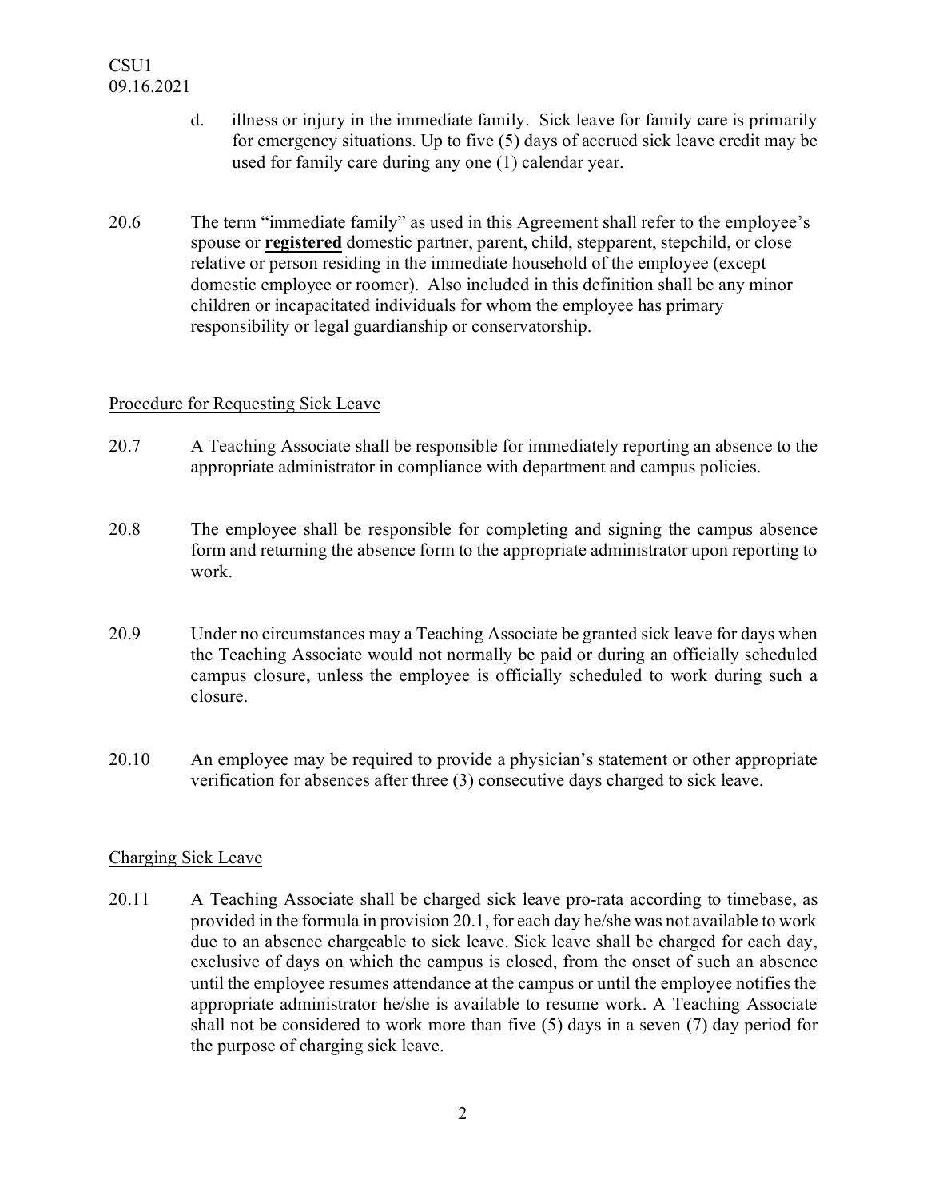d. illness or injury in the immediate family. Sick leave for family care is primarily for emergency situations. Up to five (5) days of accrued sick leave credit may be used for family care during any one (1) calendar year.

20.6 The term "immediate family" as used in this Agreement shall refer to the employee's spouse or **registered** domestic partner, parent, child, stepparent, stepchild, or close relative or person residing in the immediate household of the employee (except domestic employee or roomer). Also included in this definition shall be any minor children or incapacitated individuals for whom the employee has primary responsibility or legal guardianship or conservatorship.

<u>Procedure for Requesting Sick Leave</u>

20.7 A Teaching Associate shall be responsible for immediately reporting an absence to the appropriate administrator in compliance with department and campus policies.

20.8 The employee shall be responsible for completing and signing the campus absence form and returning the absence form to the appropriate administrator upon reporting to work.

20.9 Under no circumstances may a Teaching Associate be granted sick leave for days when the Teaching Associate would not normally be paid or during an officially scheduled campus closure, unless the employee is officially scheduled to work during such a closure.

20.10 An employee may be required to provide a physician's statement or other appropriate verification for absences after three (3) consecutive days charged to sick leave.

<u>Charging Sick Leave</u>

20.11 A Teaching Associate shall be charged sick leave pro-rata according to timebase, as provided in the formula in provision 20.1, for each day he/she was not available to work due to an absence chargeable to sick leave. Sick leave shall be charged for each day, exclusive of days on which the campus is closed, from the onset of such an absence until the employee resumes attendance at the campus or until the employee notifies the appropriate administrator he/she is available to resume work. A Teaching Associate shall not be considered to work more than five (5) days in a seven (7) day period for the purpose of charging sick leave.